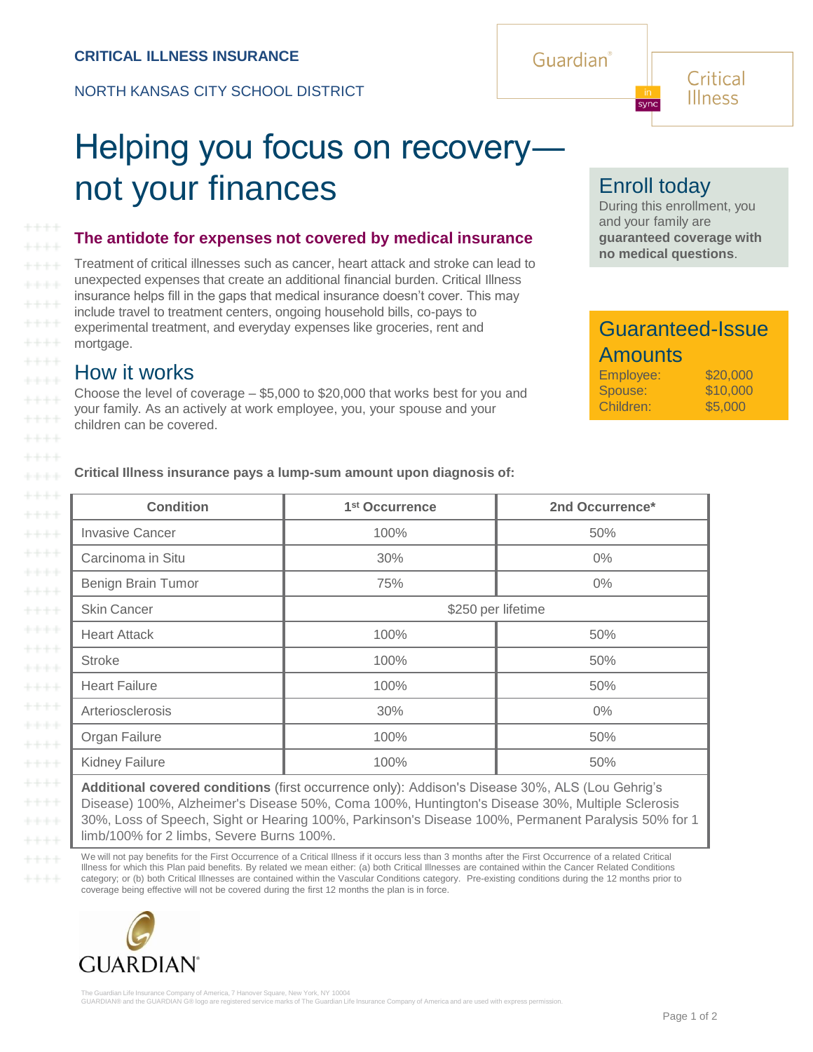**CRITICAL ILLNESS INSURANCE**

NORTH KANSAS CITY SCHOOL DISTRICT

Guardian® | Critical Illness

# Helping you focus on recovery—not your finances

## Enroll today

During this enrollment, you and your family are **guaranteed coverage with no medical questions**.

## Guaranteed-Issue Amounts

| | |
|---|---|
| Employee: | $20,000 |
| Spouse: | $10,000 |
| Children: | $5,000 |

### The antidote for expenses not covered by medical insurance

Treatment of critical illnesses such as cancer, heart attack and stroke can lead to unexpected expenses that create an additional financial burden. Critical Illness insurance helps fill in the gaps that medical insurance doesn't cover. This may include travel to treatment centers, ongoing household bills, co-pays to experimental treatment, and everyday expenses like groceries, rent and mortgage.

## How it works

Choose the level of coverage – $5,000 to $20,000 that works best for you and your family. As an actively at work employee, you, your spouse and your children can be covered.

**Critical Illness insurance pays a lump-sum amount upon diagnosis of:**

| Condition | 1st Occurrence | 2nd Occurrence* |
|---|---|---|
| Invasive Cancer | 100% | 50% |
| Carcinoma in Situ | 30% | 0% |
| Benign Brain Tumor | 75% | 0% |
| Skin Cancer | $250 per lifetime | |
| Heart Attack | 100% | 50% |
| Stroke | 100% | 50% |
| Heart Failure | 100% | 50% |
| Arteriosclerosis | 30% | 0% |
| Organ Failure | 100% | 50% |
| Kidney Failure | 100% | 50% |

**Additional covered conditions** (first occurrence only): Addison's Disease 30%, ALS (Lou Gehrig's Disease) 100%, Alzheimer's Disease 50%, Coma 100%, Huntington's Disease 30%, Multiple Sclerosis 30%, Loss of Speech, Sight or Hearing 100%, Parkinson's Disease 100%, Permanent Paralysis 50% for 1 limb/100% for 2 limbs, Severe Burns 100%.

We will not pay benefits for the First Occurrence of a Critical Illness if it occurs less than 3 months after the First Occurrence of a related Critical Illness for which this Plan paid benefits. By related we mean either: (a) both Critical Illnesses are contained within the Cancer Related Conditions category; or (b) both Critical Illnesses are contained within the Vascular Conditions category. Pre-existing conditions during the 12 months prior to coverage being effective will not be covered during the first 12 months the plan is in force.

GUARDIAN®

The Guardian Life Insurance Company of America, 7 Hanover Square, New York, NY 10004
GUARDIAN® and the GUARDIAN G® logo are registered service marks of The Guardian Life Insurance Company of America and are used with express permission.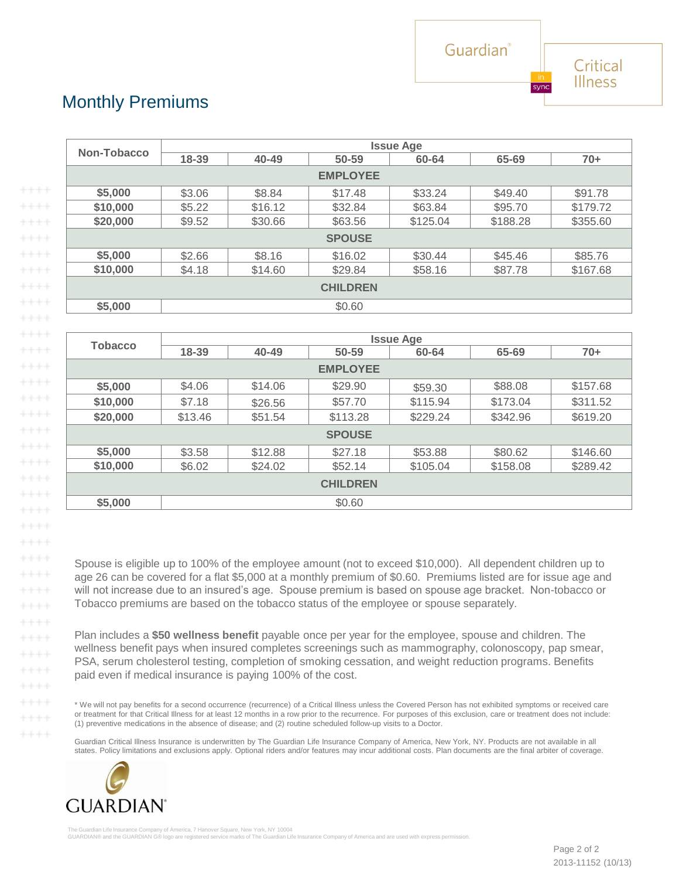## Monthly Premiums

| Non-Tobacco | Issue Age | | | | | |
|---|---|---|---|---|---|---|
| | 18-39 | 40-49 | 50-59 | 60-64 | 65-69 | 70+ |
| **EMPLOYEE** | | | | | | |
| **$5,000** | $3.06 | $8.84 | $17.48 | $33.24 | $49.40 | $91.78 |
| **$10,000** | $5.22 | $16.12 | $32.84 | $63.84 | $95.70 | $179.72 |
| **$20,000** | $9.52 | $30.66 | $63.56 | $125.04 | $188.28 | $355.60 |
| **SPOUSE** | | | | | | |
| **$5,000** | $2.66 | $8.16 | $16.02 | $30.44 | $45.46 | $85.76 |
| **$10,000** | $4.18 | $14.60 | $29.84 | $58.16 | $87.78 | $167.68 |
| **CHILDREN** | | | | | | |
| **$5,000** | $0.60 | | | | | |

| Tobacco | Issue Age | | | | | |
|---|---|---|---|---|---|---|
| | 18-39 | 40-49 | 50-59 | 60-64 | 65-69 | 70+ |
| **EMPLOYEE** | | | | | | |
| **$5,000** | $4.06 | $14.06 | $29.90 | $59.30 | $88.08 | $157.68 |
| **$10,000** | $7.18 | $26.56 | $57.70 | $115.94 | $173.04 | $311.52 |
| **$20,000** | $13.46 | $51.54 | $113.28 | $229.24 | $342.96 | $619.20 |
| **SPOUSE** | | | | | | |
| **$5,000** | $3.58 | $12.88 | $27.18 | $53.88 | $80.62 | $146.60 |
| **$10,000** | $6.02 | $24.02 | $52.14 | $105.04 | $158.08 | $289.42 |
| **CHILDREN** | | | | | | |
| **$5,000** | $0.60 | | | | | |

Spouse is eligible up to 100% of the employee amount (not to exceed $10,000). All dependent children up to age 26 can be covered for a flat $5,000 at a monthly premium of $0.60. Premiums listed are for issue age and will not increase due to an insured's age. Spouse premium is based on spouse age bracket. Non-tobacco or Tobacco premiums are based on the tobacco status of the employee or spouse separately.

Plan includes a **$50 wellness benefit** payable once per year for the employee, spouse and children. The wellness benefit pays when insured completes screenings such as mammography, colonoscopy, pap smear, PSA, serum cholesterol testing, completion of smoking cessation, and weight reduction programs. Benefits paid even if medical insurance is paying 100% of the cost.

* We will not pay benefits for a second occurrence (recurrence) of a Critical Illness unless the Covered Person has not exhibited symptoms or received care or treatment for that Critical Illness for at least 12 months in a row prior to the recurrence. For purposes of this exclusion, care or treatment does not include: (1) preventive medications in the absence of disease; and (2) routine scheduled follow-up visits to a Doctor.

Guardian Critical Illness Insurance is underwritten by The Guardian Life Insurance Company of America, New York, NY. Products are not available in all states. Policy limitations and exclusions apply. Optional riders and/or features may incur additional costs. Plan documents are the final arbiter of coverage.

GUARDIAN®

The Guardian Life Insurance Company of America, 7 Hanover Square, New York, NY 10004
GUARDIAN® and the GUARDIAN G® logo are registered service marks of The Guardian Life Insurance Company of America and are used with express permission.

2013-11152 (10/13)